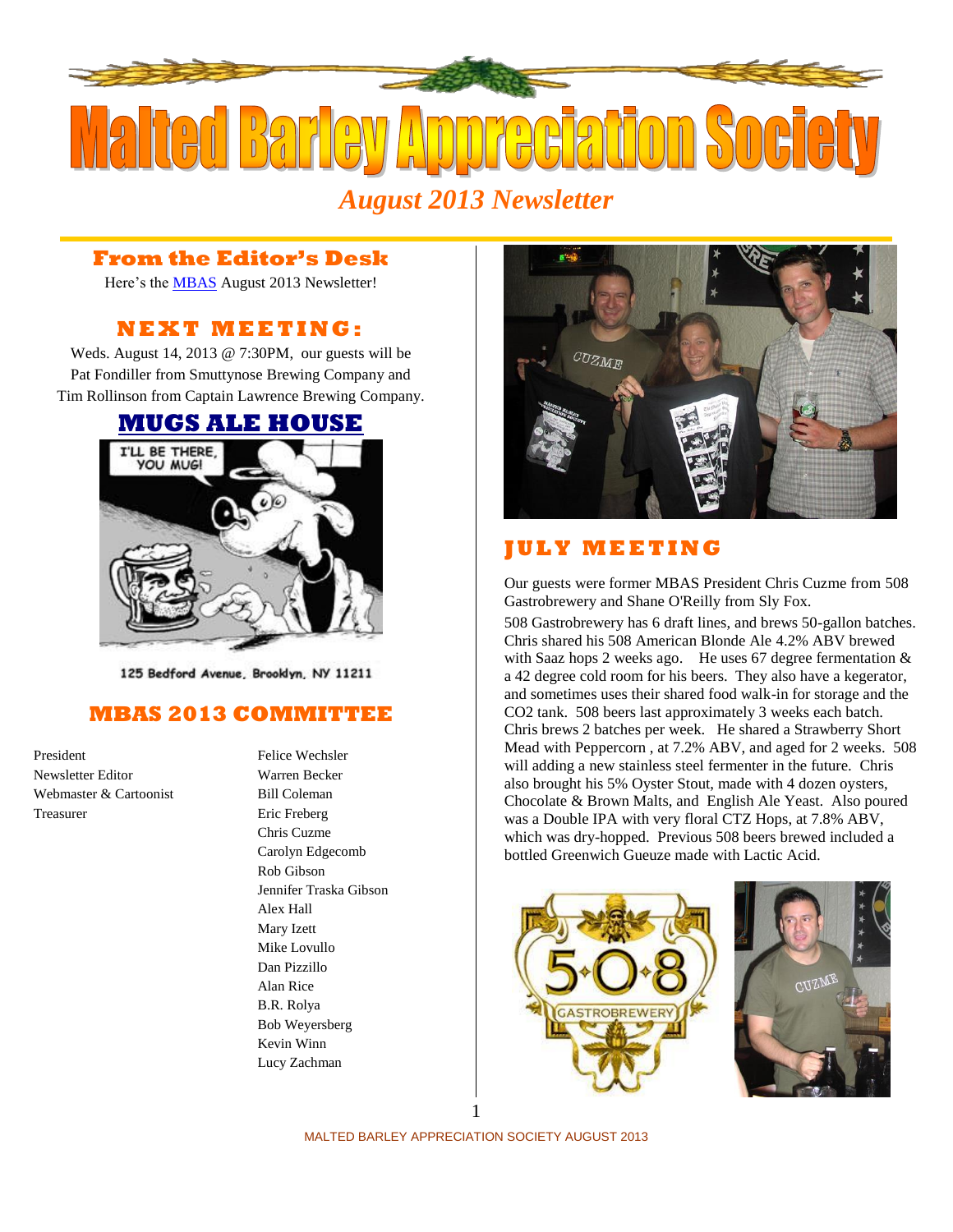# Malted Barley Appreciation Society

*August 2013 Newsletter*

## From the Editor's Desk

Here's the MBAS August 2013 Newsletter!

## NEXT MEETING:

Weds. August 14, 2013 @ 7:30PM, our guests will be Pat Fondiller from Smuttynose Brewing Company and Tim Rollinson from Captain Lawrence Brewing Company.

## MUGS ALE HOUSE

125 Bedford Avenue, Brooklyn, NY 11211

## MBAS 2013 COMMITTEE

| | |
|---|---|
| President | Felice Wechsler |
| Newsletter Editor | Warren Becker |
| Webmaster & Cartoonist | Bill Coleman |
| Treasurer | Eric Freberg |
| | Chris Cuzme |
| | Carolyn Edgecomb |
| | Rob Gibson |
| | Jennifer Traska Gibson |
| | Alex Hall |
| | Mary Izett |
| | Mike Lovullo |
| | Dan Pizzillo |
| | Alan Rice |
| | B.R. Rolya |
| | Bob Weyersberg |
| | Kevin Winn |
| | Lucy Zachman |

## JULY MEETING

Our guests were former MBAS President Chris Cuzme from 508 Gastrobrewery and Shane O'Reilly from Sly Fox.

508 Gastrobrewery has 6 draft lines, and brews 50-gallon batches. Chris shared his 508 American Blonde Ale 4.2% ABV brewed with Saaz hops 2 weeks ago. He uses 67 degree fermentation & a 42 degree cold room for his beers. They also have a kegerator, and sometimes uses their shared food walk-in for storage and the CO2 tank. 508 beers last approximately 3 weeks each batch. Chris brews 2 batches per week. He shared a Strawberry Short Mead with Peppercorn , at 7.2% ABV, and aged for 2 weeks. 508 will adding a new stainless steel fermenter in the future. Chris also brought his 5% Oyster Stout, made with 4 dozen oysters, Chocolate & Brown Malts, and English Ale Yeast. Also poured was a Double IPA with very floral CTZ Hops, at 7.8% ABV, which was dry-hopped. Previous 508 beers brewed included a bottled Greenwich Gueuze made with Lactic Acid.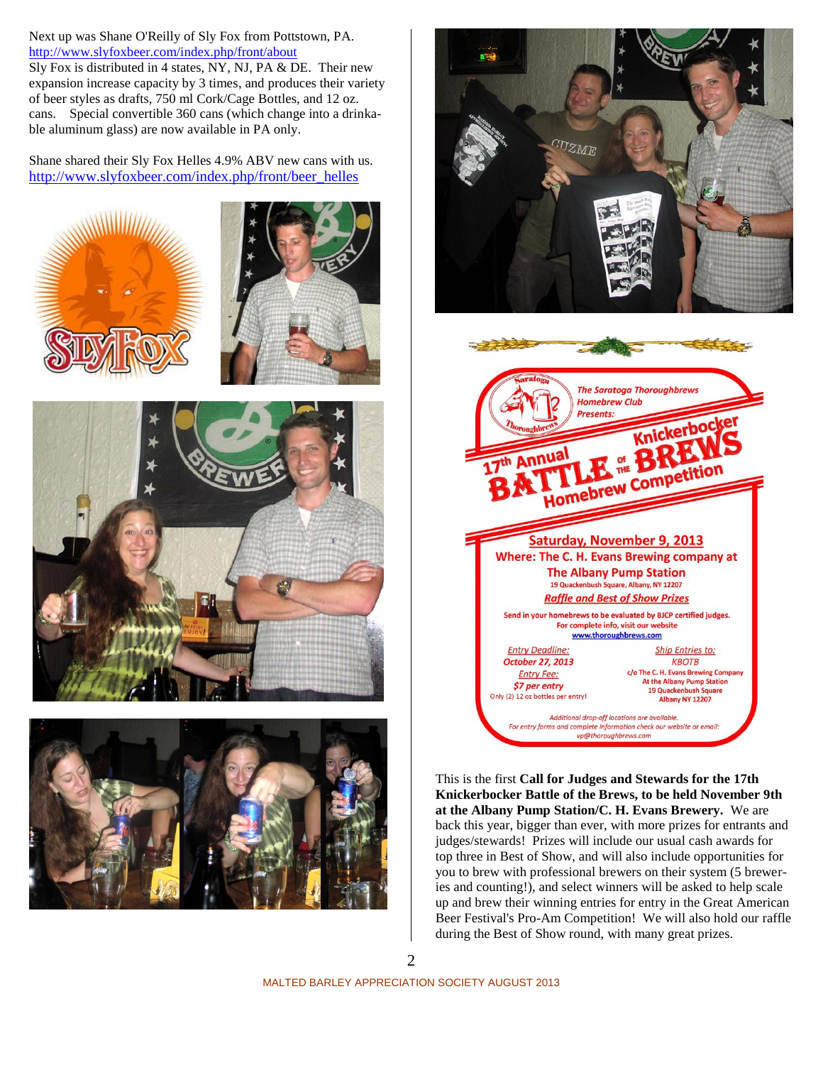Next up was Shane O'Reilly of Sly Fox from Pottstown, PA.
http://www.slyfoxbeer.com/index.php/front/about
Sly Fox is distributed in 4 states, NY, NJ, PA & DE. Their new expansion increase capacity by 3 times, and produces their variety of beer styles as drafts, 750 ml Cork/Cage Bottles, and 12 oz. cans. Special convertible 360 cans (which change into a drinkable aluminum glass) are now available in PA only.

Shane shared their Sly Fox Helles 4.9% ABV new cans with us.
http://www.slyfoxbeer.com/index.php/front/beer_helles

The Saratoga Thoroughbrews Homebrew Club Presents:

**17th Annual Knickerbocker BATTLE of the BREWS Homebrew Competition**

**Saturday, November 9, 2013**

**Where: The C. H. Evans Brewing company at The Albany Pump Station**
19 Quackenbush Square, Albany, NY 12207

***Raffle and Best of Show Prizes***

Send in your homebrews to be evaluated by BJCP certified judges.
For complete info, visit our website
www.thoroughbrews.com

*Entry Deadline:* **October 27, 2013**
*Entry Fee:* ***$7 per entry***
Only (2) 12 oz bottles per entry!

*Ship Entries to:*
KBOTB
c/o The C. H. Evans Brewing Company
At the Albany Pump Station
19 Quackenbush Square
Albany NY 12207

*Additional drop-off locations are available.*
*For entry forms and complete information check our website or email: vp@thoroughbrews.com*

This is the first **Call for Judges and Stewards for the 17th Knickerbocker Battle of the Brews, to be held November 9th at the Albany Pump Station/C. H. Evans Brewery.** We are back this year, bigger than ever, with more prizes for entrants and judges/stewards! Prizes will include our usual cash awards for top three in Best of Show, and will also include opportunities for you to brew with professional brewers on their system (5 breweries and counting!), and select winners will be asked to help scale up and brew their winning entries for entry in the Great American Beer Festival's Pro-Am Competition! We will also hold our raffle during the Best of Show round, with many great prizes.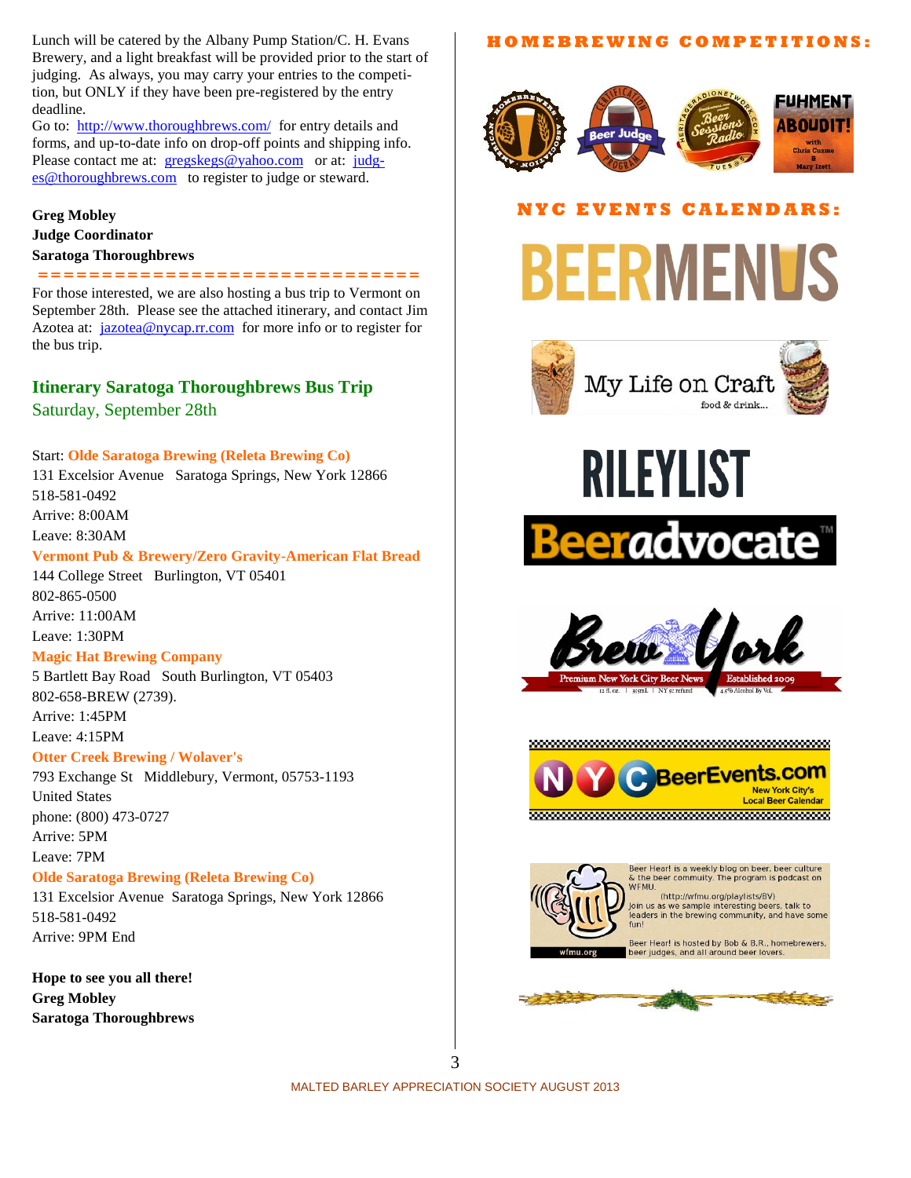Lunch will be catered by the Albany Pump Station/C. H. Evans Brewery, and a light breakfast will be provided prior to the start of judging. As always, you may carry your entries to the competition, but ONLY if they have been pre-registered by the entry deadline.

Go to: http://www.thoroughbrews.com/ for entry details and forms, and up-to-date info on drop-off points and shipping info. Please contact me at: gregskegs@yahoo.com or at: judges@thoroughbrews.com to register to judge or steward.

**Greg Mobley**
**Judge Coordinator**
**Saratoga Thoroughbrews**

==============================

For those interested, we are also hosting a bus trip to Vermont on September 28th. Please see the attached itinerary, and contact Jim Azotea at: jazotea@nycap.rr.com for more info or to register for the bus trip.

## Itinerary Saratoga Thoroughbrews Bus Trip

Saturday, September 28th

Start: **Olde Saratoga Brewing (Releta Brewing Co)**
131 Excelsior Avenue Saratoga Springs, New York 12866
518-581-0492
Arrive: 8:00AM
Leave: 8:30AM

**Vermont Pub & Brewery/Zero Gravity-American Flat Bread**
144 College Street Burlington, VT 05401
802-865-0500
Arrive: 11:00AM
Leave: 1:30PM

**Magic Hat Brewing Company**
5 Bartlett Bay Road South Burlington, VT 05403
802-658-BREW (2739).
Arrive: 1:45PM
Leave: 4:15PM

**Otter Creek Brewing / Wolaver's**
793 Exchange St Middlebury, Vermont, 05753-1193
United States
phone: (800) 473-0727
Arrive: 5PM
Leave: 7PM

**Olde Saratoga Brewing (Releta Brewing Co)**
131 Excelsior Avenue Saratoga Springs, New York 12866
518-581-0492
Arrive: 9PM End

**Hope to see you all there!**
**Greg Mobley**
**Saratoga Thoroughbrews**

## HOMEBREWING COMPETITIONS:

## NYC EVENTS CALENDARS: